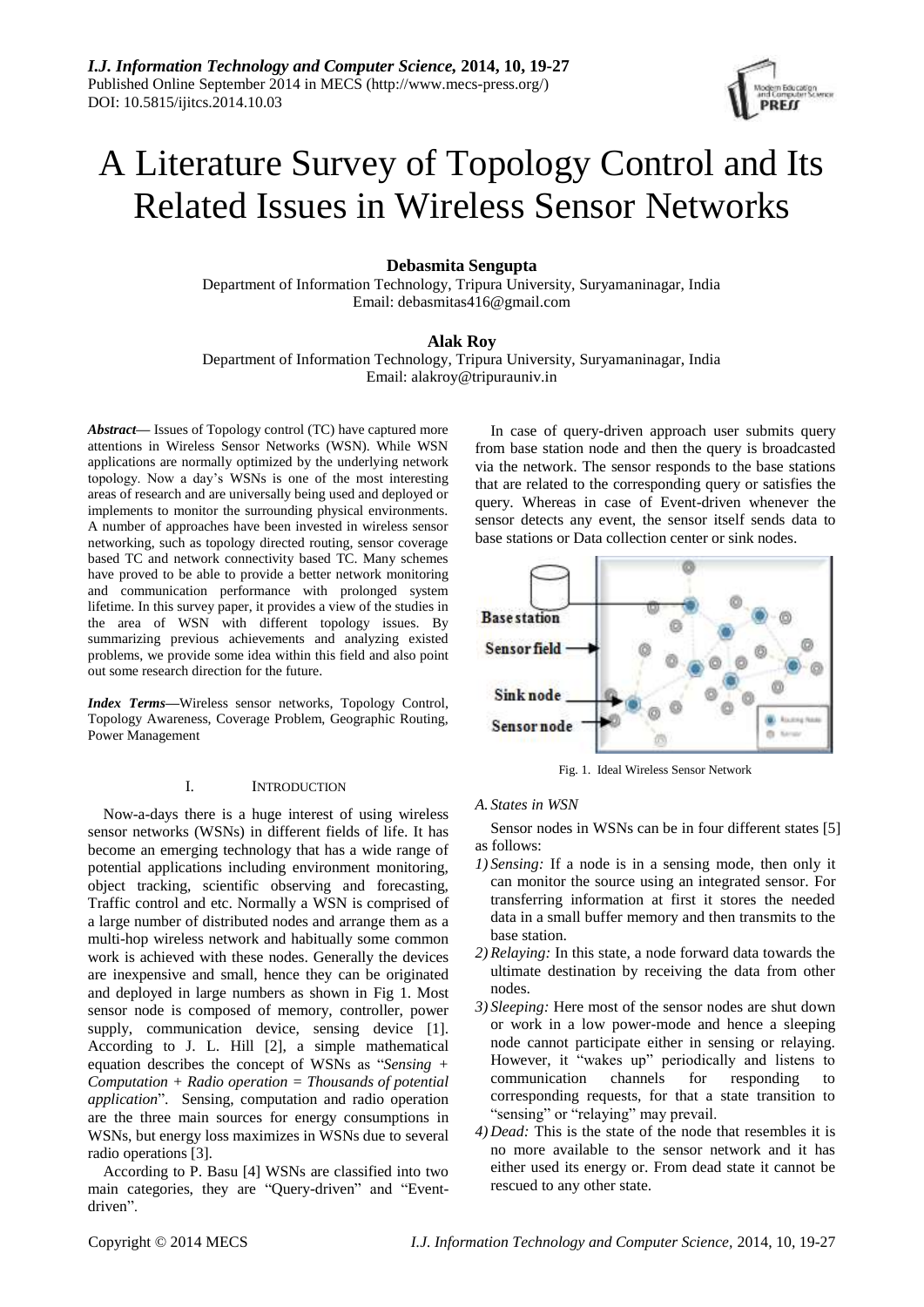# A Literature Survey of Topology Control and Its Related Issues in Wireless Sensor Networks

**Debasmita Sengupta**

Department of Information Technology, Tripura University, Suryamaninagar, India
Email: debasmitas416@gmail.com

**Alak Roy**

Department of Information Technology, Tripura University, Suryamaninagar, India
Email: alakroy@tripurauniv.in

***Abstract*—** Issues of Topology control (TC) have captured more attentions in Wireless Sensor Networks (WSN). While WSN applications are normally optimized by the underlying network topology. Now a day's WSNs is one of the most interesting areas of research and are universally being used and deployed or implements to monitor the surrounding physical environments. A number of approaches have been invested in wireless sensor networking, such as topology directed routing, sensor coverage based TC and network connectivity based TC. Many schemes have proved to be able to provide a better network monitoring and communication performance with prolonged system lifetime. In this survey paper, it provides a view of the studies in the area of WSN with different topology issues. By summarizing previous achievements and analyzing existed problems, we provide some idea within this field and also point out some research direction for the future.

***Index Terms*—**Wireless sensor networks, Topology Control, Topology Awareness, Coverage Problem, Geographic Routing, Power Management

## I. Introduction

Now-a-days there is a huge interest of using wireless sensor networks (WSNs) in different fields of life. It has become an emerging technology that has a wide range of potential applications including environment monitoring, object tracking, scientific observing and forecasting, Traffic control and etc. Normally a WSN is comprised of a large number of distributed nodes and arrange them as a multi-hop wireless network and habitually some common work is achieved with these nodes. Generally the devices are inexpensive and small, hence they can be originated and deployed in large numbers as shown in Fig 1. Most sensor node is composed of memory, controller, power supply, communication device, sensing device [1]. According to J. L. Hill [2], a simple mathematical equation describes the concept of WSNs as "*Sensing + Computation + Radio operation = Thousands of potential application*". Sensing, computation and radio operation are the three main sources for energy consumptions in WSNs, but energy loss maximizes in WSNs due to several radio operations [3].

According to P. Basu [4] WSNs are classified into two main categories, they are "Query-driven" and "Event-driven".

In case of query-driven approach user submits query from base station node and then the query is broadcasted via the network. The sensor responds to the base stations that are related to the corresponding query or satisfies the query. Whereas in case of Event-driven whenever the sensor detects any event, the sensor itself sends data to base stations or Data collection center or sink nodes.

Fig. 1. Ideal Wireless Sensor Network

### *A. States in WSN*

Sensor nodes in WSNs can be in four different states [5] as follows:

1) *Sensing:* If a node is in a sensing mode, then only it can monitor the source using an integrated sensor. For transferring information at first it stores the needed data in a small buffer memory and then transmits to the base station.
2) *Relaying:* In this state, a node forward data towards the ultimate destination by receiving the data from other nodes.
3) *Sleeping:* Here most of the sensor nodes are shut down or work in a low power-mode and hence a sleeping node cannot participate either in sensing or relaying. However, it "wakes up" periodically and listens to communication channels for responding to corresponding requests, for that a state transition to "sensing" or "relaying" may prevail.
4) *Dead:* This is the state of the node that resembles it is no more available to the sensor network and it has either used its energy or. From dead state it cannot be rescued to any other state.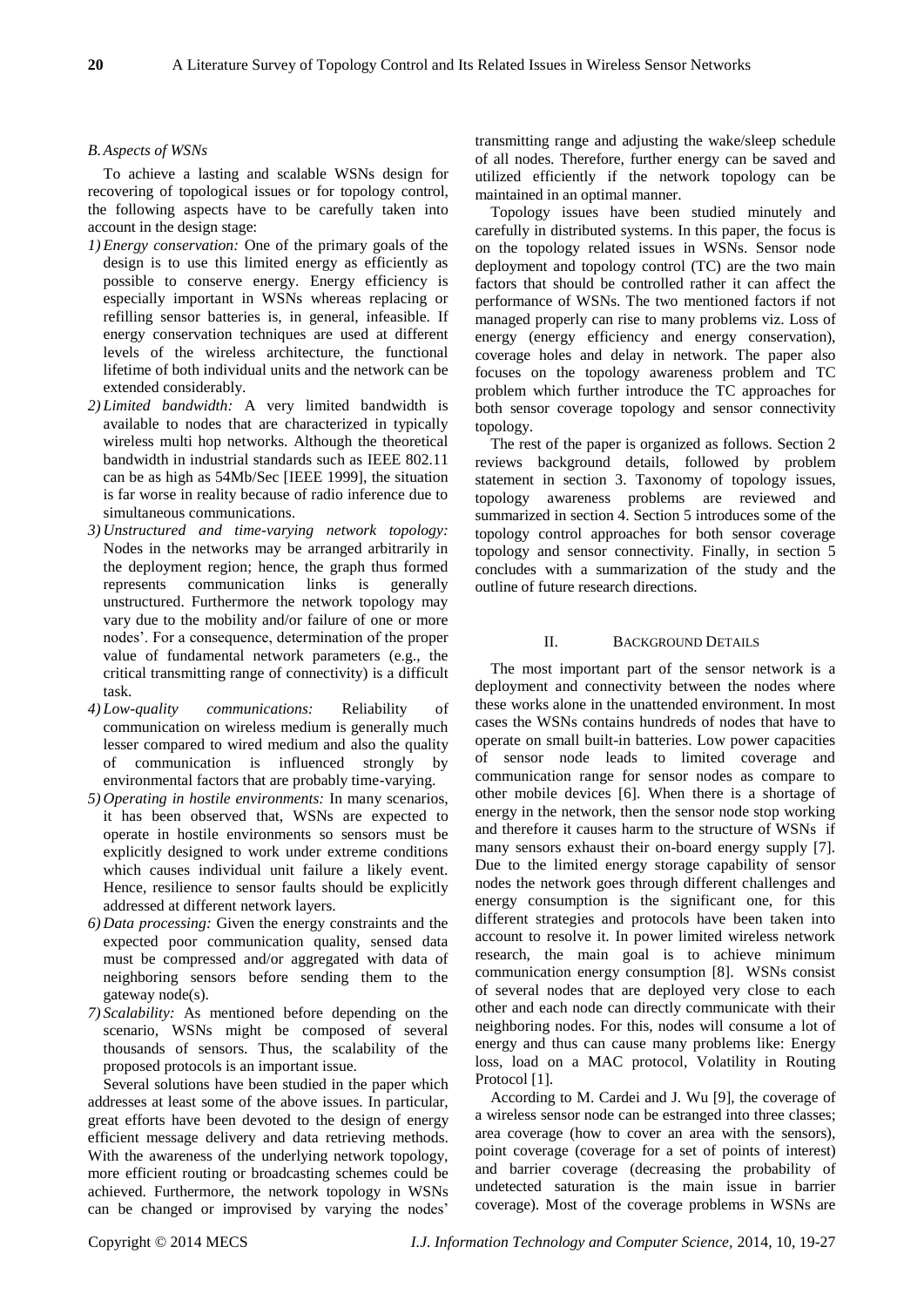### *B. Aspects of WSNs*

To achieve a lasting and scalable WSNs design for recovering of topological issues or for topology control, the following aspects have to be carefully taken into account in the design stage:

1) *Energy conservation:* One of the primary goals of the design is to use this limited energy as efficiently as possible to conserve energy. Energy efficiency is especially important in WSNs whereas replacing or refilling sensor batteries is, in general, infeasible. If energy conservation techniques are used at different levels of the wireless architecture, the functional lifetime of both individual units and the network can be extended considerably.
2) *Limited bandwidth:* A very limited bandwidth is available to nodes that are characterized in typically wireless multi hop networks. Although the theoretical bandwidth in industrial standards such as IEEE 802.11 can be as high as 54Mb/Sec [IEEE 1999], the situation is far worse in reality because of radio inference due to simultaneous communications.
3) *Unstructured and time-varying network topology:* Nodes in the networks may be arranged arbitrarily in the deployment region; hence, the graph thus formed represents communication links is generally unstructured. Furthermore the network topology may vary due to the mobility and/or failure of one or more nodes'. For a consequence, determination of the proper value of fundamental network parameters (e.g., the critical transmitting range of connectivity) is a difficult task.
4) *Low-quality communications:* Reliability of communication on wireless medium is generally much lesser compared to wired medium and also the quality of communication is influenced strongly by environmental factors that are probably time-varying.
5) *Operating in hostile environments:* In many scenarios, it has been observed that, WSNs are expected to operate in hostile environments so sensors must be explicitly designed to work under extreme conditions which causes individual unit failure a likely event. Hence, resilience to sensor faults should be explicitly addressed at different network layers.
6) *Data processing:* Given the energy constraints and the expected poor communication quality, sensed data must be compressed and/or aggregated with data of neighboring sensors before sending them to the gateway node(s).
7) *Scalability:* As mentioned before depending on the scenario, WSNs might be composed of several thousands of sensors. Thus, the scalability of the proposed protocols is an important issue.

Several solutions have been studied in the paper which addresses at least some of the above issues. In particular, great efforts have been devoted to the design of energy efficient message delivery and data retrieving methods. With the awareness of the underlying network topology, more efficient routing or broadcasting schemes could be achieved. Furthermore, the network topology in WSNs can be changed or improvised by varying the nodes' transmitting range and adjusting the wake/sleep schedule of all nodes. Therefore, further energy can be saved and utilized efficiently if the network topology can be maintained in an optimal manner.

Topology issues have been studied minutely and carefully in distributed systems. In this paper, the focus is on the topology related issues in WSNs. Sensor node deployment and topology control (TC) are the two main factors that should be controlled rather it can affect the performance of WSNs. The two mentioned factors if not managed properly can rise to many problems viz. Loss of energy (energy efficiency and energy conservation), coverage holes and delay in network. The paper also focuses on the topology awareness problem and TC problem which further introduce the TC approaches for both sensor coverage topology and sensor connectivity topology.

The rest of the paper is organized as follows. Section 2 reviews background details, followed by problem statement in section 3. Taxonomy of topology issues, topology awareness problems are reviewed and summarized in section 4. Section 5 introduces some of the topology control approaches for both sensor coverage topology and sensor connectivity. Finally, in section 5 concludes with a summarization of the study and the outline of future research directions.

## II. Background Details

The most important part of the sensor network is a deployment and connectivity between the nodes where these works alone in the unattended environment. In most cases the WSNs contains hundreds of nodes that have to operate on small built-in batteries. Low power capacities of sensor node leads to limited coverage and communication range for sensor nodes as compare to other mobile devices [6]. When there is a shortage of energy in the network, then the sensor node stop working and therefore it causes harm to the structure of WSNs if many sensors exhaust their on-board energy supply [7]. Due to the limited energy storage capability of sensor nodes the network goes through different challenges and energy consumption is the significant one, for this different strategies and protocols have been taken into account to resolve it. In power limited wireless network research, the main goal is to achieve minimum communication energy consumption [8]. WSNs consist of several nodes that are deployed very close to each other and each node can directly communicate with their neighboring nodes. For this, nodes will consume a lot of energy and thus can cause many problems like: Energy loss, load on a MAC protocol, Volatility in Routing Protocol [1].

According to M. Cardei and J. Wu [9], the coverage of a wireless sensor node can be estranged into three classes; area coverage (how to cover an area with the sensors), point coverage (coverage for a set of points of interest) and barrier coverage (decreasing the probability of undetected saturation is the main issue in barrier coverage). Most of the coverage problems in WSNs are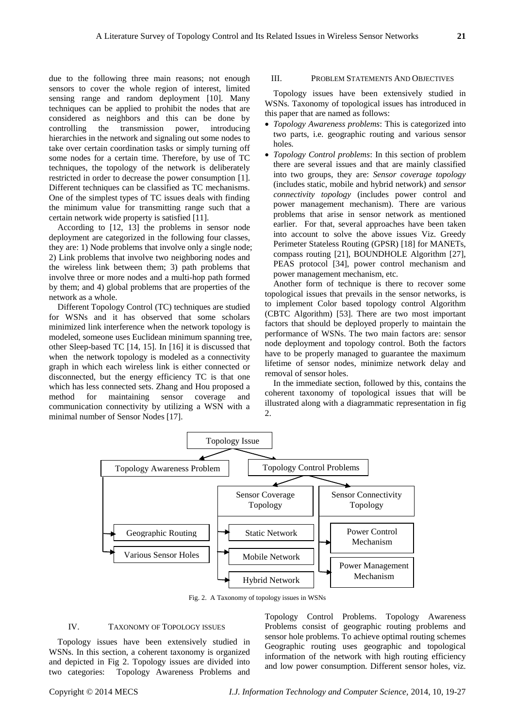due to the following three main reasons; not enough sensors to cover the whole region of interest, limited sensing range and random deployment [10]. Many techniques can be applied to prohibit the nodes that are considered as neighbors and this can be done by controlling the transmission power, introducing hierarchies in the network and signaling out some nodes to take over certain coordination tasks or simply turning off some nodes for a certain time. Therefore, by use of TC techniques, the topology of the network is deliberately restricted in order to decrease the power consumption [1]. Different techniques can be classified as TC mechanisms. One of the simplest types of TC issues deals with finding the minimum value for transmitting range such that a certain network wide property is satisfied [11].

According to [12, 13] the problems in sensor node deployment are categorized in the following four classes, they are: 1) Node problems that involve only a single node; 2) Link problems that involve two neighboring nodes and the wireless link between them; 3) path problems that involve three or more nodes and a multi-hop path formed by them; and 4) global problems that are properties of the network as a whole.

Different Topology Control (TC) techniques are studied for WSNs and it has observed that some scholars minimized link interference when the network topology is modeled, someone uses Euclidean minimum spanning tree, other Sleep-based TC [14, 15]. In [16] it is discussed that when the network topology is modeled as a connectivity graph in which each wireless link is either connected or disconnected, but the energy efficiency TC is that one which has less connected sets. Zhang and Hou proposed a method for maintaining sensor coverage and communication connectivity by utilizing a WSN with a minimal number of Sensor Nodes [17].

## III. Problem Statements And Objectives

Topology issues have been extensively studied in WSNs. Taxonomy of topological issues has introduced in this paper that are named as follows:

- *Topology Awareness problems*: This is categorized into two parts, i.e. geographic routing and various sensor holes.
- *Topology Control problems*: In this section of problem there are several issues and that are mainly classified into two groups, they are: *Sensor coverage topology* (includes static, mobile and hybrid network) and *sensor connectivity topology* (includes power control and power management mechanism). There are various problems that arise in sensor network as mentioned earlier. For that, several approaches have been taken into account to solve the above issues Viz. Greedy Perimeter Stateless Routing (GPSR) [18] for MANETs, compass routing [21], BOUNDHOLE Algorithm [27], PEAS protocol [34], power control mechanism and power management mechanism, etc.

Another form of technique is there to recover some topological issues that prevails in the sensor networks, is to implement Color based topology control Algorithm (CBTC Algorithm) [53]. There are two most important factors that should be deployed properly to maintain the performance of WSNs. The two main factors are: sensor node deployment and topology control. Both the factors have to be properly managed to guarantee the maximum lifetime of sensor nodes, minimize network delay and removal of sensor holes.

In the immediate section, followed by this, contains the coherent taxonomy of topological issues that will be illustrated along with a diagrammatic representation in fig 2.

- Topology Issue
  - Topology Awareness Problem
    - Geographic Routing
    - Various Sensor Holes
  - Topology Control Problems
    - Sensor Coverage Topology
      - Static Network
      - Mobile Network
      - Hybrid Network
    - Sensor Connectivity Topology
      - Power Control Mechanism
      - Power Management Mechanism

Fig. 2. A Taxonomy of topology issues in WSNs

## IV. Taxonomy Of Topology Issues

Topology issues have been extensively studied in WSNs. In this section, a coherent taxonomy is organized and depicted in Fig 2. Topology issues are divided into two categories: Topology Awareness Problems and Topology Control Problems. Topology Awareness Problems consist of geographic routing problems and sensor hole problems. To achieve optimal routing schemes Geographic routing uses geographic and topological information of the network with high routing efficiency and low power consumption. Different sensor holes, viz.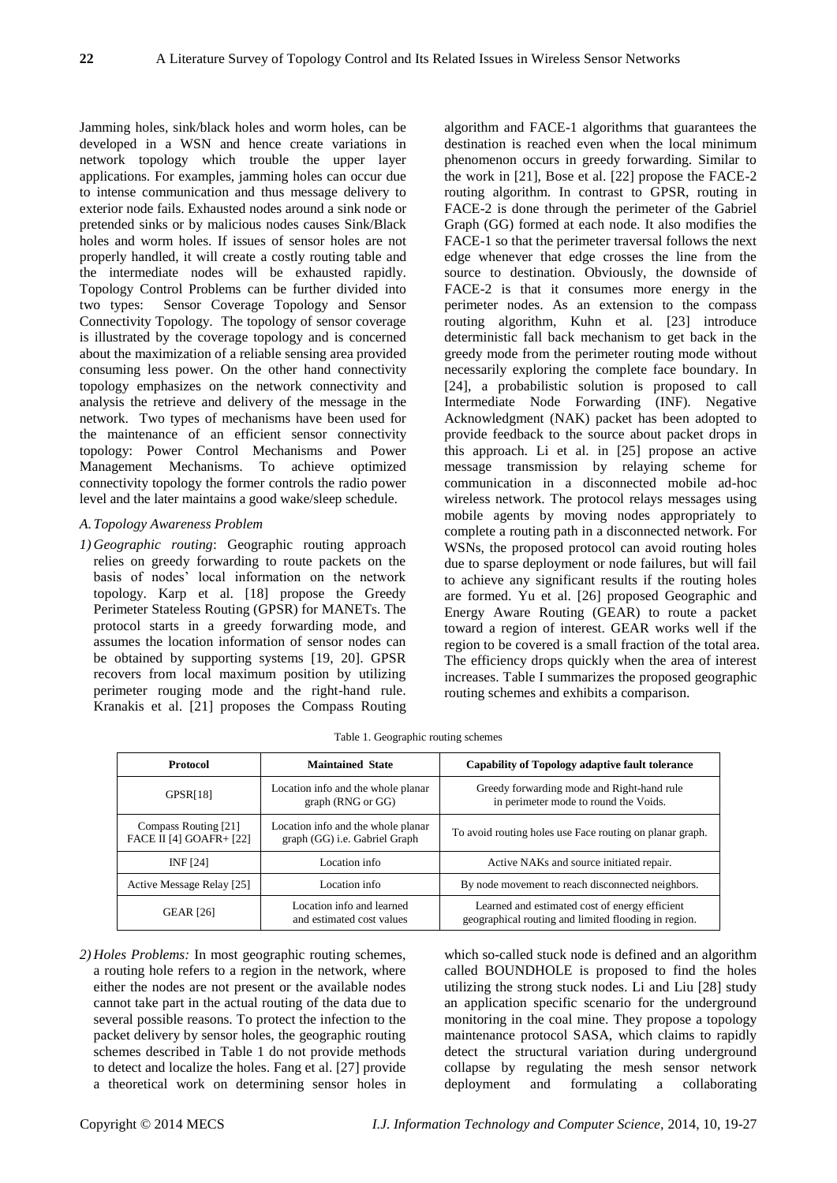Jamming holes, sink/black holes and worm holes, can be developed in a WSN and hence create variations in network topology which trouble the upper layer applications. For examples, jamming holes can occur due to intense communication and thus message delivery to exterior node fails. Exhausted nodes around a sink node or pretended sinks or by malicious nodes causes Sink/Black holes and worm holes. If issues of sensor holes are not properly handled, it will create a costly routing table and the intermediate nodes will be exhausted rapidly. Topology Control Problems can be further divided into two types: Sensor Coverage Topology and Sensor Connectivity Topology. The topology of sensor coverage is illustrated by the coverage topology and is concerned about the maximization of a reliable sensing area provided consuming less power. On the other hand connectivity topology emphasizes on the network connectivity and analysis the retrieve and delivery of the message in the network. Two types of mechanisms have been used for the maintenance of an efficient sensor connectivity topology: Power Control Mechanisms and Power Management Mechanisms. To achieve optimized connectivity topology the former controls the radio power level and the later maintains a good wake/sleep schedule.

### *A. Topology Awareness Problem*

1) *Geographic routing*: Geographic routing approach relies on greedy forwarding to route packets on the basis of nodes' local information on the network topology. Karp et al. [18] propose the Greedy Perimeter Stateless Routing (GPSR) for MANETs. The protocol starts in a greedy forwarding mode, and assumes the location information of sensor nodes can be obtained by supporting systems [19, 20]. GPSR recovers from local maximum position by utilizing perimeter rouging mode and the right-hand rule. Kranakis et al. [21] proposes the Compass Routing algorithm and FACE-1 algorithms that guarantees the destination is reached even when the local minimum phenomenon occurs in greedy forwarding. Similar to the work in [21], Bose et al. [22] propose the FACE-2 routing algorithm. In contrast to GPSR, routing in FACE-2 is done through the perimeter of the Gabriel Graph (GG) formed at each node. It also modifies the FACE-1 so that the perimeter traversal follows the next edge whenever that edge crosses the line from the source to destination. Obviously, the downside of FACE-2 is that it consumes more energy in the perimeter nodes. As an extension to the compass routing algorithm, Kuhn et al. [23] introduce deterministic fall back mechanism to get back in the greedy mode from the perimeter routing mode without necessarily exploring the complete face boundary. In [24], a probabilistic solution is proposed to call Intermediate Node Forwarding (INF). Negative Acknowledgment (NAK) packet has been adopted to provide feedback to the source about packet drops in this approach. Li et al. in [25] propose an active message transmission by relaying scheme for communication in a disconnected mobile ad-hoc wireless network. The protocol relays messages using mobile agents by moving nodes appropriately to complete a routing path in a disconnected network. For WSNs, the proposed protocol can avoid routing holes due to sparse deployment or node failures, but will fail to achieve any significant results if the routing holes are formed. Yu et al. [26] proposed Geographic and Energy Aware Routing (GEAR) to route a packet toward a region of interest. GEAR works well if the region to be covered is a small fraction of the total area. The efficiency drops quickly when the area of interest increases. Table I summarizes the proposed geographic routing schemes and exhibits a comparison.

Table 1. Geographic routing schemes

| Protocol | Maintained State | Capability of Topology adaptive fault tolerance |
|---|---|---|
| GPSR[18] | Location info and the whole planar graph (RNG or GG) | Greedy forwarding mode and Right-hand rule in perimeter mode to round the Voids. |
| Compass Routing [21] FACE II [4] GOAFR+ [22] | Location info and the whole planar graph (GG) i.e. Gabriel Graph | To avoid routing holes use Face routing on planar graph. |
| INF [24] | Location info | Active NAKs and source initiated repair. |
| Active Message Relay [25] | Location info | By node movement to reach disconnected neighbors. |
| GEAR [26] | Location info and learned and estimated cost values | Learned and estimated cost of energy efficient geographical routing and limited flooding in region. |

2) *Holes Problems:* In most geographic routing schemes, a routing hole refers to a region in the network, where either the nodes are not present or the available nodes cannot take part in the actual routing of the data due to several possible reasons. To protect the infection to the packet delivery by sensor holes, the geographic routing schemes described in Table 1 do not provide methods to detect and localize the holes. Fang et al. [27] provide a theoretical work on determining sensor holes in which so-called stuck node is defined and an algorithm called BOUNDHOLE is proposed to find the holes utilizing the strong stuck nodes. Li and Liu [28] study an application specific scenario for the underground monitoring in the coal mine. They propose a topology maintenance protocol SASA, which claims to rapidly detect the structural variation during underground collapse by regulating the mesh sensor network deployment and formulating a collaborating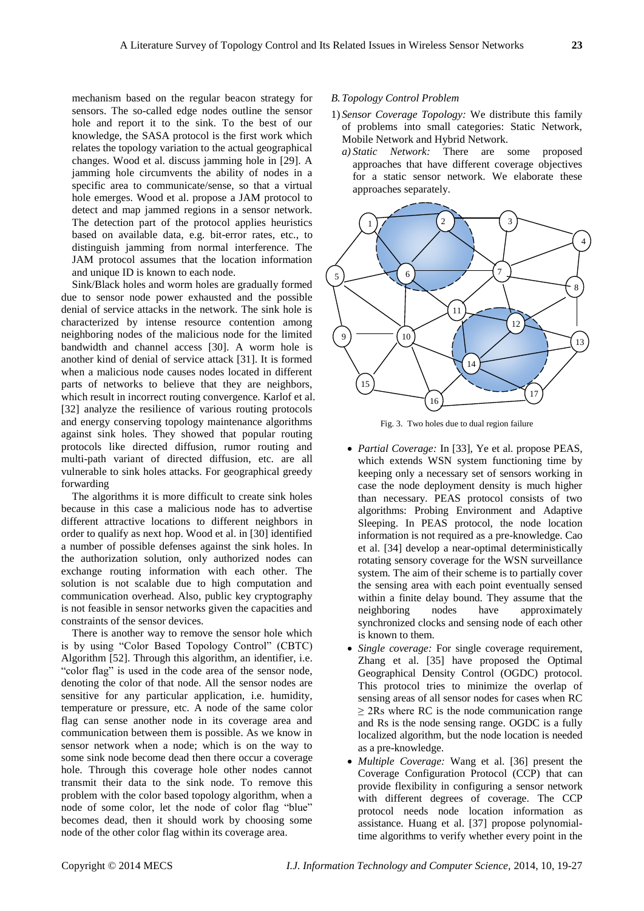mechanism based on the regular beacon strategy for sensors. The so-called edge nodes outline the sensor hole and report it to the sink. To the best of our knowledge, the SASA protocol is the first work which relates the topology variation to the actual geographical changes. Wood et al. discuss jamming hole in [29]. A jamming hole circumvents the ability of nodes in a specific area to communicate/sense, so that a virtual hole emerges. Wood et al. propose a JAM protocol to detect and map jammed regions in a sensor network. The detection part of the protocol applies heuristics based on available data, e.g. bit-error rates, etc., to distinguish jamming from normal interference. The JAM protocol assumes that the location information and unique ID is known to each node.

Sink/Black holes and worm holes are gradually formed due to sensor node power exhausted and the possible denial of service attacks in the network. The sink hole is characterized by intense resource contention among neighboring nodes of the malicious node for the limited bandwidth and channel access [30]. A worm hole is another kind of denial of service attack [31]. It is formed when a malicious node causes nodes located in different parts of networks to believe that they are neighbors, which result in incorrect routing convergence. Karlof et al. [32] analyze the resilience of various routing protocols and energy conserving topology maintenance algorithms against sink holes. They showed that popular routing protocols like directed diffusion, rumor routing and multi-path variant of directed diffusion, etc. are all vulnerable to sink holes attacks. For geographical greedy forwarding

The algorithms it is more difficult to create sink holes because in this case a malicious node has to advertise different attractive locations to different neighbors in order to qualify as next hop. Wood et al. in [30] identified a number of possible defenses against the sink holes. In the authorization solution, only authorized nodes can exchange routing information with each other. The solution is not scalable due to high computation and communication overhead. Also, public key cryptography is not feasible in sensor networks given the capacities and constraints of the sensor devices.

There is another way to remove the sensor hole which is by using "Color Based Topology Control" (CBTC) Algorithm [52]. Through this algorithm, an identifier, i.e. "color flag" is used in the code area of the sensor node, denoting the color of that node. All the sensor nodes are sensitive for any particular application, i.e. humidity, temperature or pressure, etc. A node of the same color flag can sense another node in its coverage area and communication between them is possible. As we know in sensor network when a node; which is on the way to some sink node become dead then there occur a coverage hole. Through this coverage hole other nodes cannot transmit their data to the sink node. To remove this problem with the color based topology algorithm, when a node of some color, let the node of color flag "blue" becomes dead, then it should work by choosing some node of the other color flag within its coverage area.

### *B. Topology Control Problem*

1) *Sensor Coverage Topology:* We distribute this family of problems into small categories: Static Network, Mobile Network and Hybrid Network.

*a) Static Network:* There are some proposed approaches that have different coverage objectives for a static sensor network. We elaborate these approaches separately.

Fig. 3. Two holes due to dual region failure

- *Partial Coverage:* In [33], Ye et al. propose PEAS, which extends WSN system functioning time by keeping only a necessary set of sensors working in case the node deployment density is much higher than necessary. PEAS protocol consists of two algorithms: Probing Environment and Adaptive Sleeping. In PEAS protocol, the node location information is not required as a pre-knowledge. Cao et al. [34] develop a near-optimal deterministically rotating sensory coverage for the WSN surveillance system. The aim of their scheme is to partially cover the sensing area with each point eventually sensed within a finite delay bound. They assume that the neighboring nodes have approximately synchronized clocks and sensing node of each other is known to them.
- *Single coverage:* For single coverage requirement, Zhang et al. [35] have proposed the Optimal Geographical Density Control (OGDC) protocol. This protocol tries to minimize the overlap of sensing areas of all sensor nodes for cases when RC ≥ 2Rs where RC is the node communication range and Rs is the node sensing range. OGDC is a fully localized algorithm, but the node location is needed as a pre-knowledge.
- *Multiple Coverage:* Wang et al. [36] present the Coverage Configuration Protocol (CCP) that can provide flexibility in configuring a sensor network with different degrees of coverage. The CCP protocol needs node location information as assistance. Huang et al. [37] propose polynomial-time algorithms to verify whether every point in the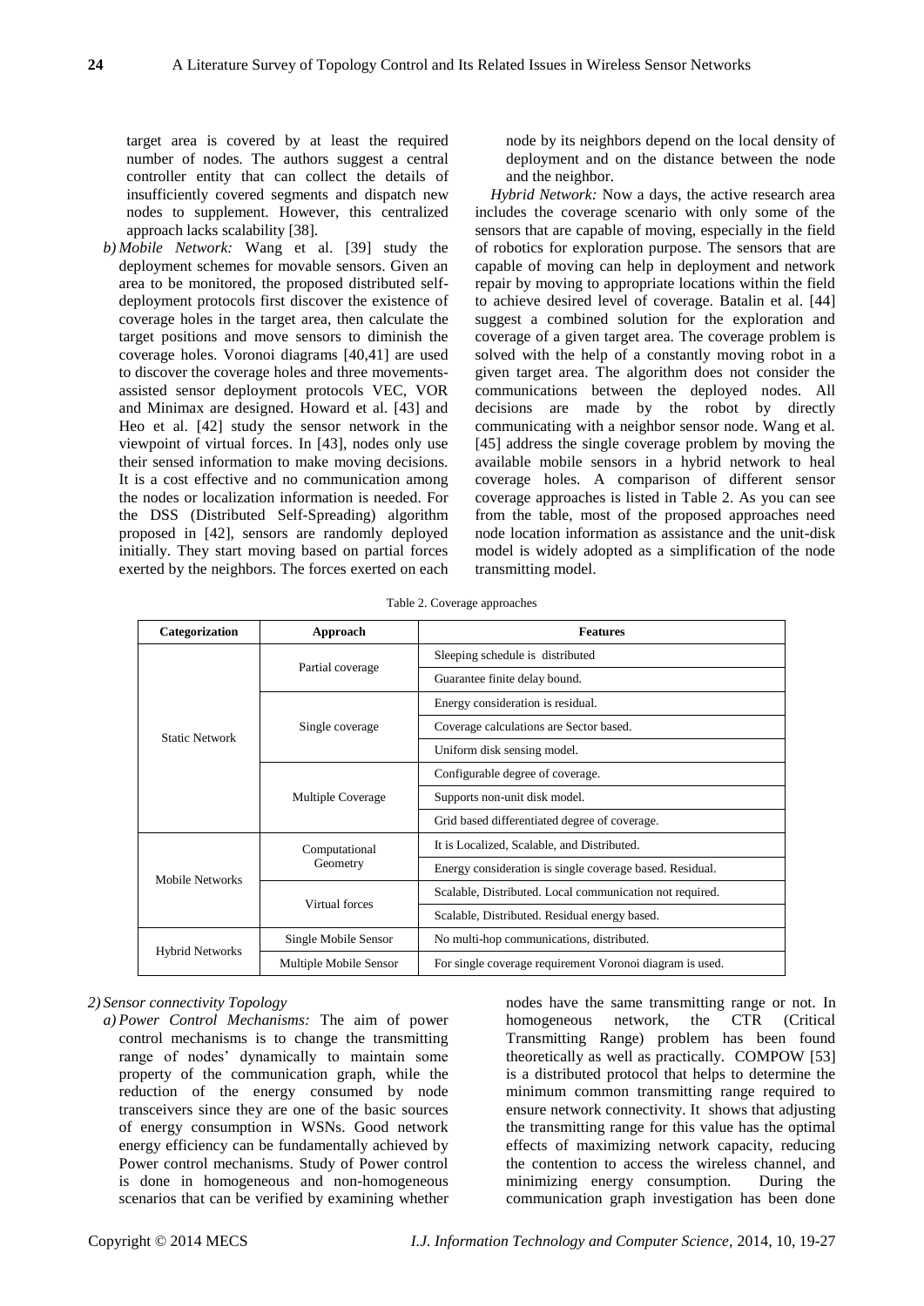target area is covered by at least the required number of nodes. The authors suggest a central controller entity that can collect the details of insufficiently covered segments and dispatch new nodes to supplement. However, this centralized approach lacks scalability [38].

b) *Mobile Network:* Wang et al. [39] study the deployment schemes for movable sensors. Given an area to be monitored, the proposed distributed self-deployment protocols first discover the existence of coverage holes in the target area, then calculate the target positions and move sensors to diminish the coverage holes. Voronoi diagrams [40,41] are used to discover the coverage holes and three movements-assisted sensor deployment protocols VEC, VOR and Minimax are designed. Howard et al. [43] and Heo et al. [42] study the sensor network in the viewpoint of virtual forces. In [43], nodes only use their sensed information to make moving decisions. It is a cost effective and no communication among the nodes or localization information is needed. For the DSS (Distributed Self-Spreading) algorithm proposed in [42], sensors are randomly deployed initially. They start moving based on partial forces exerted by the neighbors. The forces exerted on each node by its neighbors depend on the local density of deployment and on the distance between the node and the neighbor.

*Hybrid Network:* Now a days, the active research area includes the coverage scenario with only some of the sensors that are capable of moving, especially in the field of robotics for exploration purpose. The sensors that are capable of moving can help in deployment and network repair by moving to appropriate locations within the field to achieve desired level of coverage. Batalin et al. [44] suggest a combined solution for the exploration and coverage of a given target area. The coverage problem is solved with the help of a constantly moving robot in a given target area. The algorithm does not consider the communications between the deployed nodes. All decisions are made by the robot by directly communicating with a neighbor sensor node. Wang et al. [45] address the single coverage problem by moving the available mobile sensors in a hybrid network to heal coverage holes. A comparison of different sensor coverage approaches is listed in Table 2. As you can see from the table, most of the proposed approaches need node location information as assistance and the unit-disk model is widely adopted as a simplification of the node transmitting model.

Table 2. Coverage approaches

| Categorization | Approach | Features |
|---|---|---|
| Static Network | Partial coverage | Sleeping schedule is distributed |
| | | Guarantee finite delay bound. |
| | Single coverage | Energy consideration is residual. |
| | | Coverage calculations are Sector based. |
| | | Uniform disk sensing model. |
| | Multiple Coverage | Configurable degree of coverage. |
| | | Supports non-unit disk model. |
| | | Grid based differentiated degree of coverage. |
| Mobile Networks | Computational Geometry | It is Localized, Scalable, and Distributed. |
| | | Energy consideration is single coverage based. Residual. |
| | Virtual forces | Scalable, Distributed. Local communication not required. |
| | | Scalable, Distributed. Residual energy based. |
| Hybrid Networks | Single Mobile Sensor | No multi-hop communications, distributed. |
| | Multiple Mobile Sensor | For single coverage requirement Voronoi diagram is used. |

2) *Sensor connectivity Topology*

a) *Power Control Mechanisms:* The aim of power control mechanisms is to change the transmitting range of nodes' dynamically to maintain some property of the communication graph, while the reduction of the energy consumed by node transceivers since they are one of the basic sources of energy consumption in WSNs. Good network energy efficiency can be fundamentally achieved by Power control mechanisms. Study of Power control is done in homogeneous and non-homogeneous scenarios that can be verified by examining whether nodes have the same transmitting range or not. In homogeneous network, the CTR (Critical Transmitting Range) problem has been found theoretically as well as practically. COMPOW [53] is a distributed protocol that helps to determine the minimum common transmitting range required to ensure network connectivity. It shows that adjusting the transmitting range for this value has the optimal effects of maximizing network capacity, reducing the contention to access the wireless channel, and minimizing energy consumption. During the communication graph investigation has been done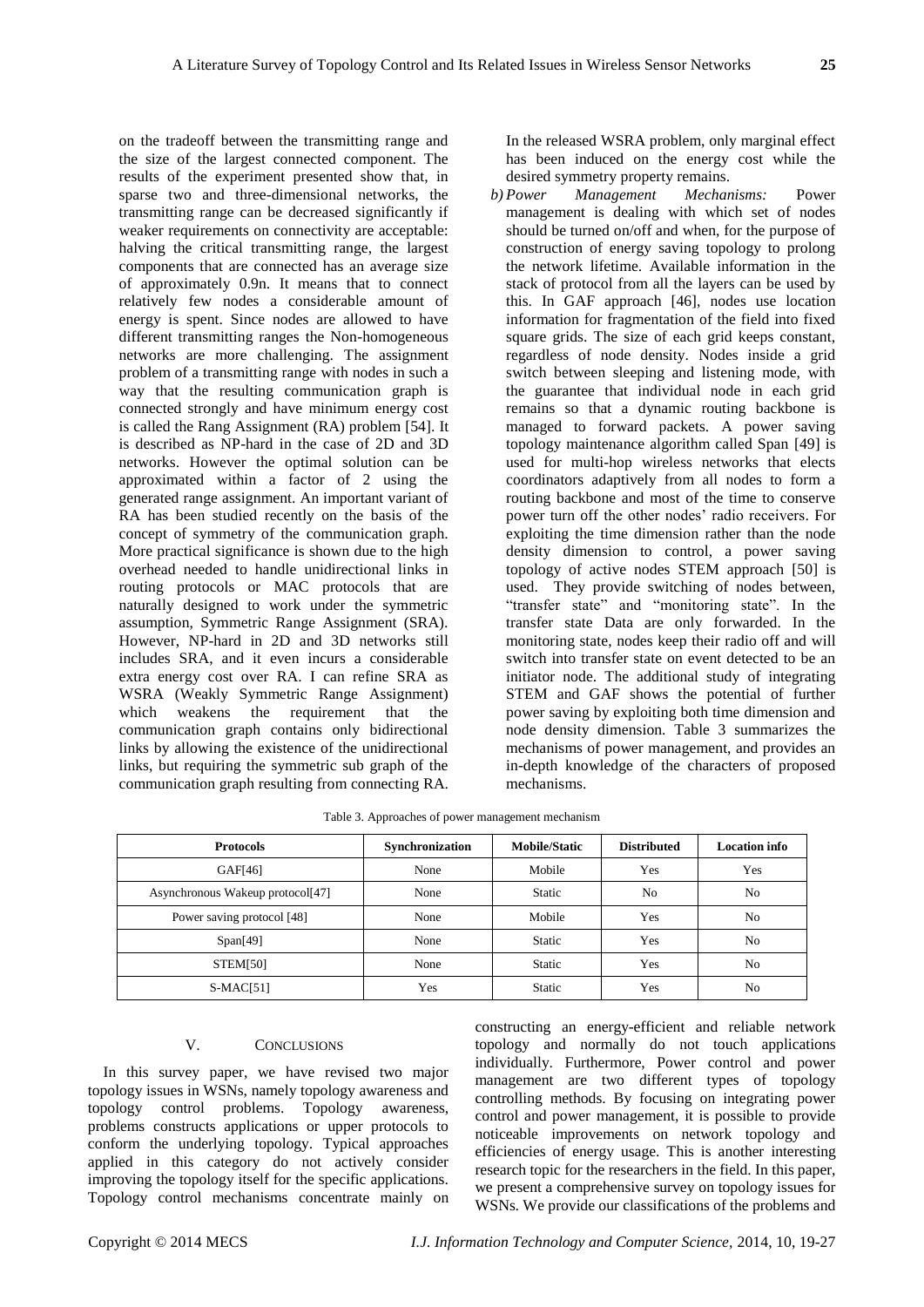on the tradeoff between the transmitting range and the size of the largest connected component. The results of the experiment presented show that, in sparse two and three-dimensional networks, the transmitting range can be decreased significantly if weaker requirements on connectivity are acceptable: halving the critical transmitting range, the largest components that are connected has an average size of approximately 0.9n. It means that to connect relatively few nodes a considerable amount of energy is spent. Since nodes are allowed to have different transmitting ranges the Non-homogeneous networks are more challenging. The assignment problem of a transmitting range with nodes in such a way that the resulting communication graph is connected strongly and have minimum energy cost is called the Rang Assignment (RA) problem [54]. It is described as NP-hard in the case of 2D and 3D networks. However the optimal solution can be approximated within a factor of 2 using the generated range assignment. An important variant of RA has been studied recently on the basis of the concept of symmetry of the communication graph. More practical significance is shown due to the high overhead needed to handle unidirectional links in routing protocols or MAC protocols that are naturally designed to work under the symmetric assumption, Symmetric Range Assignment (SRA). However, NP-hard in 2D and 3D networks still includes SRA, and it even incurs a considerable extra energy cost over RA. I can refine SRA as WSRA (Weakly Symmetric Range Assignment) which weakens the requirement that the communication graph contains only bidirectional links by allowing the existence of the unidirectional links, but requiring the symmetric sub graph of the communication graph resulting from connecting RA. In the released WSRA problem, only marginal effect has been induced on the energy cost while the desired symmetry property remains.

b) *Power Management Mechanisms:* Power management is dealing with which set of nodes should be turned on/off and when, for the purpose of construction of energy saving topology to prolong the network lifetime. Available information in the stack of protocol from all the layers can be used by this. In GAF approach [46], nodes use location information for fragmentation of the field into fixed square grids. The size of each grid keeps constant, regardless of node density. Nodes inside a grid switch between sleeping and listening mode, with the guarantee that individual node in each grid remains so that a dynamic routing backbone is managed to forward packets. A power saving topology maintenance algorithm called Span [49] is used for multi-hop wireless networks that elects coordinators adaptively from all nodes to form a routing backbone and most of the time to conserve power turn off the other nodes' radio receivers. For exploiting the time dimension rather than the node density dimension to control, a power saving topology of active nodes STEM approach [50] is used. They provide switching of nodes between, "transfer state" and "monitoring state". In the transfer state Data are only forwarded. In the monitoring state, nodes keep their radio off and will switch into transfer state on event detected to be an initiator node. The additional study of integrating STEM and GAF shows the potential of further power saving by exploiting both time dimension and node density dimension. Table 3 summarizes the mechanisms of power management, and provides an in-depth knowledge of the characters of proposed mechanisms.

Table 3. Approaches of power management mechanism

| Protocols | Synchronization | Mobile/Static | Distributed | Location info |
|---|---|---|---|---|
| GAF[46] | None | Mobile | Yes | Yes |
| Asynchronous Wakeup protocol[47] | None | Static | No | No |
| Power saving protocol [48] | None | Mobile | Yes | No |
| Span[49] | None | Static | Yes | No |
| STEM[50] | None | Static | Yes | No |
| S-MAC[51] | Yes | Static | Yes | No |

## V. Conclusions

In this survey paper, we have revised two major topology issues in WSNs, namely topology awareness and topology control problems. Topology awareness, problems constructs applications or upper protocols to conform the underlying topology. Typical approaches applied in this category do not actively consider improving the topology itself for the specific applications. Topology control mechanisms concentrate mainly on constructing an energy-efficient and reliable network topology and normally do not touch applications individually. Furthermore, Power control and power management are two different types of topology controlling methods. By focusing on integrating power control and power management, it is possible to provide noticeable improvements on network topology and efficiencies of energy usage. This is another interesting research topic for the researchers in the field. In this paper, we present a comprehensive survey on topology issues for WSNs. We provide our classifications of the problems and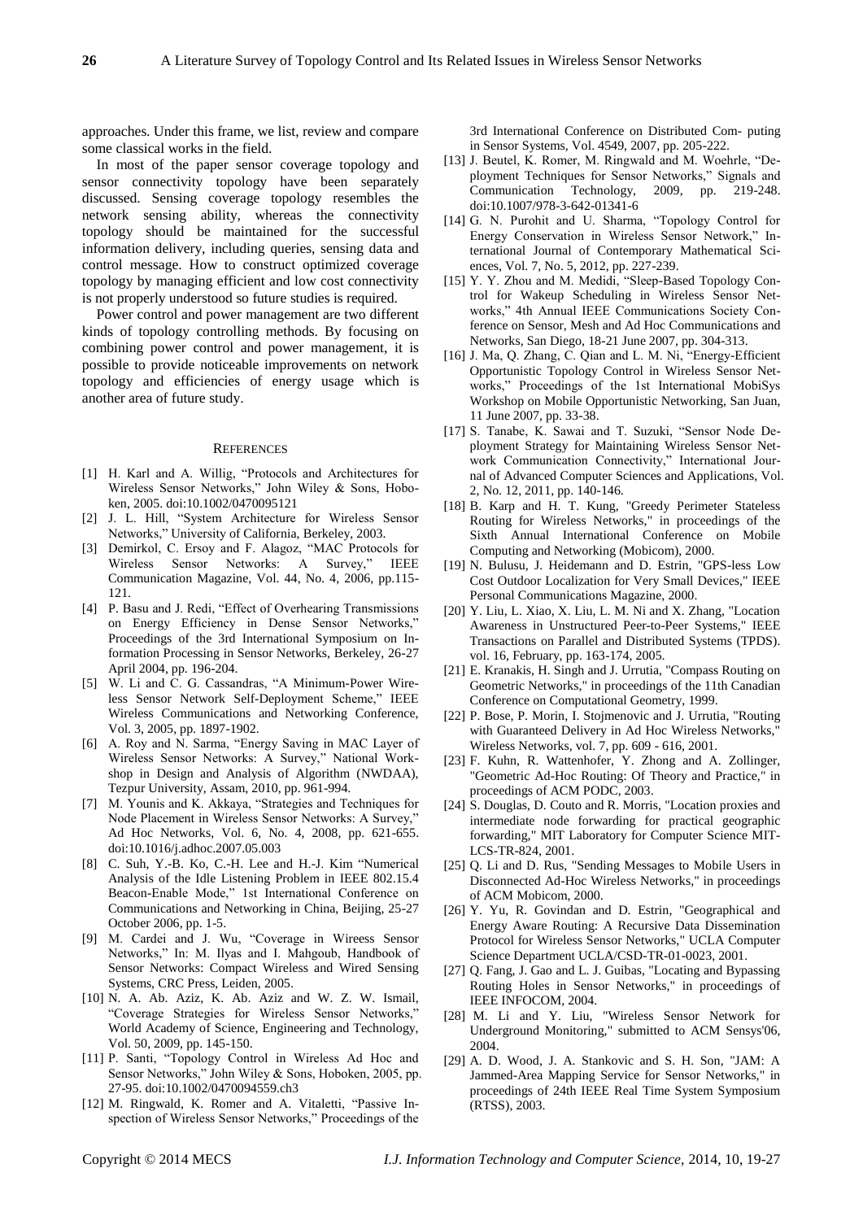approaches. Under this frame, we list, review and compare some classical works in the field.

In most of the paper sensor coverage topology and sensor connectivity topology have been separately discussed. Sensing coverage topology resembles the network sensing ability, whereas the connectivity topology should be maintained for the successful information delivery, including queries, sensing data and control message. How to construct optimized coverage topology by managing efficient and low cost connectivity is not properly understood so future studies is required.

Power control and power management are two different kinds of topology controlling methods. By focusing on combining power control and power management, it is possible to provide noticeable improvements on network topology and efficiencies of energy usage which is another area of future study.

## REFERENCES

[1] H. Karl and A. Willig, "Protocols and Architectures for Wireless Sensor Networks," John Wiley & Sons, Hoboken, 2005. doi:10.1002/0470095121

[2] J. L. Hill, "System Architecture for Wireless Sensor Networks," University of California, Berkeley, 2003.

[3] Demirkol, C. Ersoy and F. Alagoz, "MAC Protocols for Wireless Sensor Networks: A Survey," IEEE Communication Magazine, Vol. 44, No. 4, 2006, pp.115-121.

[4] P. Basu and J. Redi, "Effect of Overhearing Transmissions on Energy Efficiency in Dense Sensor Networks," Proceedings of the 3rd International Symposium on Information Processing in Sensor Networks, Berkeley, 26-27 April 2004, pp. 196-204.

[5] W. Li and C. G. Cassandras, "A Minimum-Power Wireless Sensor Network Self-Deployment Scheme," IEEE Wireless Communications and Networking Conference, Vol. 3, 2005, pp. 1897-1902.

[6] A. Roy and N. Sarma, "Energy Saving in MAC Layer of Wireless Sensor Networks: A Survey," National Workshop in Design and Analysis of Algorithm (NWDAA), Tezpur University, Assam, 2010, pp. 961-994.

[7] M. Younis and K. Akkaya, "Strategies and Techniques for Node Placement in Wireless Sensor Networks: A Survey," Ad Hoc Networks, Vol. 6, No. 4, 2008, pp. 621-655. doi:10.1016/j.adhoc.2007.05.003

[8] C. Suh, Y.-B. Ko, C.-H. Lee and H.-J. Kim "Numerical Analysis of the Idle Listening Problem in IEEE 802.15.4 Beacon-Enable Mode," 1st International Conference on Communications and Networking in China, Beijing, 25-27 October 2006, pp. 1-5.

[9] M. Cardei and J. Wu, "Coverage in Wireess Sensor Networks," In: M. Ilyas and I. Mahgoub, Handbook of Sensor Networks: Compact Wireless and Wired Sensing Systems, CRC Press, Leiden, 2005.

[10] N. A. Ab. Aziz, K. Ab. Aziz and W. Z. W. Ismail, "Coverage Strategies for Wireless Sensor Networks," World Academy of Science, Engineering and Technology, Vol. 50, 2009, pp. 145-150.

[11] P. Santi, "Topology Control in Wireless Ad Hoc and Sensor Networks," John Wiley & Sons, Hoboken, 2005, pp. 27-95. doi:10.1002/0470094559.ch3

[12] M. Ringwald, K. Romer and A. Vitaletti, "Passive Inspection of Wireless Sensor Networks," Proceedings of the 3rd International Conference on Distributed Com- puting in Sensor Systems, Vol. 4549, 2007, pp. 205-222.

[13] J. Beutel, K. Romer, M. Ringwald and M. Woehrle, "Deployment Techniques for Sensor Networks," Signals and Communication Technology, 2009, pp. 219-248. doi:10.1007/978-3-642-01341-6

[14] G. N. Purohit and U. Sharma, "Topology Control for Energy Conservation in Wireless Sensor Network," International Journal of Contemporary Mathematical Sciences, Vol. 7, No. 5, 2012, pp. 227-239.

[15] Y. Y. Zhou and M. Medidi, "Sleep-Based Topology Control for Wakeup Scheduling in Wireless Sensor Networks," 4th Annual IEEE Communications Society Conference on Sensor, Mesh and Ad Hoc Communications and Networks, San Diego, 18-21 June 2007, pp. 304-313.

[16] J. Ma, Q. Zhang, C. Qian and L. M. Ni, "Energy-Efficient Opportunistic Topology Control in Wireless Sensor Networks," Proceedings of the 1st International MobiSys Workshop on Mobile Opportunistic Networking, San Juan, 11 June 2007, pp. 33-38.

[17] S. Tanabe, K. Sawai and T. Suzuki, "Sensor Node Deployment Strategy for Maintaining Wireless Sensor Network Communication Connectivity," International Journal of Advanced Computer Sciences and Applications, Vol. 2, No. 12, 2011, pp. 140-146.

[18] B. Karp and H. T. Kung, "Greedy Perimeter Stateless Routing for Wireless Networks," in proceedings of the Sixth Annual International Conference on Mobile Computing and Networking (Mobicom), 2000.

[19] N. Bulusu, J. Heidemann and D. Estrin, "GPS-less Low Cost Outdoor Localization for Very Small Devices," IEEE Personal Communications Magazine, 2000.

[20] Y. Liu, L. Xiao, X. Liu, L. M. Ni and X. Zhang, "Location Awareness in Unstructured Peer-to-Peer Systems," IEEE Transactions on Parallel and Distributed Systems (TPDS). vol. 16, February, pp. 163-174, 2005.

[21] E. Kranakis, H. Singh and J. Urrutia, "Compass Routing on Geometric Networks," in proceedings of the 11th Canadian Conference on Computational Geometry, 1999.

[22] P. Bose, P. Morin, I. Stojmenovic and J. Urrutia, "Routing with Guaranteed Delivery in Ad Hoc Wireless Networks," Wireless Networks, vol. 7, pp. 609 - 616, 2001.

[23] F. Kuhn, R. Wattenhofer, Y. Zhong and A. Zollinger, "Geometric Ad-Hoc Routing: Of Theory and Practice," in proceedings of ACM PODC, 2003.

[24] S. Douglas, D. Couto and R. Morris, "Location proxies and intermediate node forwarding for practical geographic forwarding," MIT Laboratory for Computer Science MIT-LCS-TR-824, 2001.

[25] Q. Li and D. Rus, "Sending Messages to Mobile Users in Disconnected Ad-Hoc Wireless Networks," in proceedings of ACM Mobicom, 2000.

[26] Y. Yu, R. Govindan and D. Estrin, "Geographical and Energy Aware Routing: A Recursive Data Dissemination Protocol for Wireless Sensor Networks," UCLA Computer Science Department UCLA/CSD-TR-01-0023, 2001.

[27] Q. Fang, J. Gao and L. J. Guibas, "Locating and Bypassing Routing Holes in Sensor Networks," in proceedings of IEEE INFOCOM, 2004.

[28] M. Li and Y. Liu, "Wireless Sensor Network for Underground Monitoring," submitted to ACM Sensys'06, 2004.

[29] A. D. Wood, J. A. Stankovic and S. H. Son, "JAM: A Jammed-Area Mapping Service for Sensor Networks," in proceedings of 24th IEEE Real Time System Symposium (RTSS), 2003.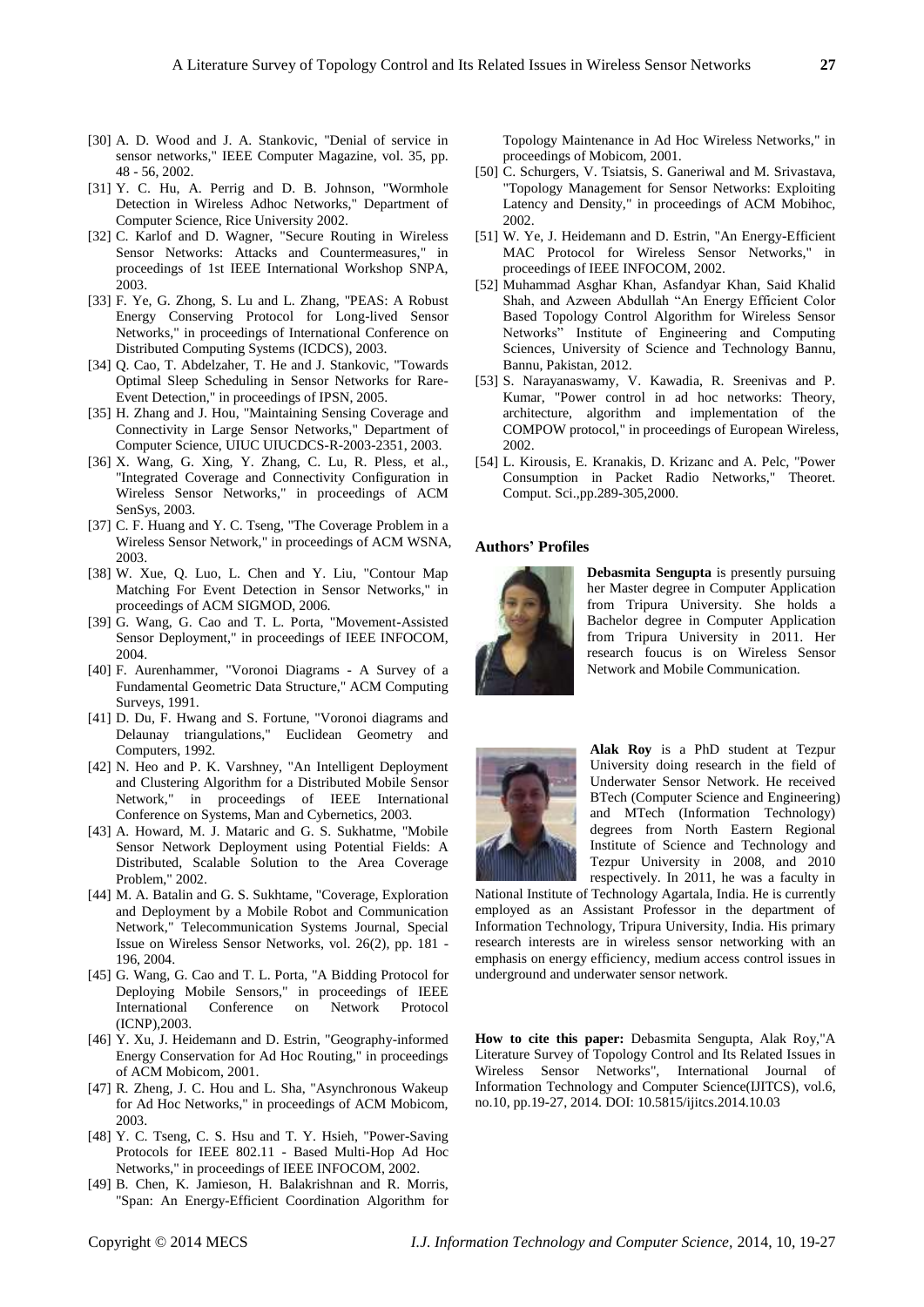[30] A. D. Wood and J. A. Stankovic, "Denial of service in sensor networks," IEEE Computer Magazine, vol. 35, pp. 48 - 56, 2002.

[31] Y. C. Hu, A. Perrig and D. B. Johnson, "Wormhole Detection in Wireless Adhoc Networks," Department of Computer Science, Rice University 2002.

[32] C. Karlof and D. Wagner, "Secure Routing in Wireless Sensor Networks: Attacks and Countermeasures," in proceedings of 1st IEEE International Workshop SNPA, 2003.

[33] F. Ye, G. Zhong, S. Lu and L. Zhang, "PEAS: A Robust Energy Conserving Protocol for Long-lived Sensor Networks," in proceedings of International Conference on Distributed Computing Systems (ICDCS), 2003.

[34] Q. Cao, T. Abdelzaher, T. He and J. Stankovic, "Towards Optimal Sleep Scheduling in Sensor Networks for Rare-Event Detection," in proceedings of IPSN, 2005.

[35] H. Zhang and J. Hou, "Maintaining Sensing Coverage and Connectivity in Large Sensor Networks," Department of Computer Science, UIUC UIUCDCS-R-2003-2351, 2003.

[36] X. Wang, G. Xing, Y. Zhang, C. Lu, R. Pless, et al., "Integrated Coverage and Connectivity Configuration in Wireless Sensor Networks," in proceedings of ACM SenSys, 2003.

[37] C. F. Huang and Y. C. Tseng, "The Coverage Problem in a Wireless Sensor Network," in proceedings of ACM WSNA, 2003.

[38] W. Xue, Q. Luo, L. Chen and Y. Liu, "Contour Map Matching For Event Detection in Sensor Networks," in proceedings of ACM SIGMOD, 2006.

[39] G. Wang, G. Cao and T. L. Porta, "Movement-Assisted Sensor Deployment," in proceedings of IEEE INFOCOM, 2004.

[40] F. Aurenhammer, "Voronoi Diagrams - A Survey of a Fundamental Geometric Data Structure," ACM Computing Surveys, 1991.

[41] D. Du, F. Hwang and S. Fortune, "Voronoi diagrams and Delaunay triangulations," Euclidean Geometry and Computers, 1992.

[42] N. Heo and P. K. Varshney, "An Intelligent Deployment and Clustering Algorithm for a Distributed Mobile Sensor Network," in proceedings of IEEE International Conference on Systems, Man and Cybernetics, 2003.

[43] A. Howard, M. J. Mataric and G. S. Sukhatme, "Mobile Sensor Network Deployment using Potential Fields: A Distributed, Scalable Solution to the Area Coverage Problem," 2002.

[44] M. A. Batalin and G. S. Sukhtame, "Coverage, Exploration and Deployment by a Mobile Robot and Communication Network," Telecommunication Systems Journal, Special Issue on Wireless Sensor Networks, vol. 26(2), pp. 181 - 196, 2004.

[45] G. Wang, G. Cao and T. L. Porta, "A Bidding Protocol for Deploying Mobile Sensors," in proceedings of IEEE International Conference on Network Protocol (ICNP),2003.

[46] Y. Xu, J. Heidemann and D. Estrin, "Geography-informed Energy Conservation for Ad Hoc Routing," in proceedings of ACM Mobicom, 2001.

[47] R. Zheng, J. C. Hou and L. Sha, "Asynchronous Wakeup for Ad Hoc Networks," in proceedings of ACM Mobicom, 2003.

[48] Y. C. Tseng, C. S. Hsu and T. Y. Hsieh, "Power-Saving Protocols for IEEE 802.11 - Based Multi-Hop Ad Hoc Networks," in proceedings of IEEE INFOCOM, 2002.

[49] B. Chen, K. Jamieson, H. Balakrishnan and R. Morris, "Span: An Energy-Efficient Coordination Algorithm for Topology Maintenance in Ad Hoc Wireless Networks," in proceedings of Mobicom, 2001.

[50] C. Schurgers, V. Tsiatsis, S. Ganeriwal and M. Srivastava, "Topology Management for Sensor Networks: Exploiting Latency and Density," in proceedings of ACM Mobihoc, 2002.

[51] W. Ye, J. Heidemann and D. Estrin, "An Energy-Efficient MAC Protocol for Wireless Sensor Networks," in proceedings of IEEE INFOCOM, 2002.

[52] Muhammad Asghar Khan, Asfandyar Khan, Said Khalid Shah, and Azween Abdullah "An Energy Efficient Color Based Topology Control Algorithm for Wireless Sensor Networks" Institute of Engineering and Computing Sciences, University of Science and Technology Bannu, Bannu, Pakistan, 2012.

[53] S. Narayanaswamy, V. Kawadia, R. Sreenivas and P. Kumar, "Power control in ad hoc networks: Theory, architecture, algorithm and implementation of the COMPOW protocol," in proceedings of European Wireless, 2002.

[54] L. Kirousis, E. Kranakis, D. Krizanc and A. Pelc, "Power Consumption in Packet Radio Networks," Theoret. Comput. Sci.,pp.289-305,2000.

## Authors' Profiles

**Debasmita Sengupta** is presently pursuing her Master degree in Computer Application from Tripura University. She holds a Bachelor degree in Computer Application from Tripura University in 2011. Her research foucus is on Wireless Sensor Network and Mobile Communication.

**Alak Roy** is a PhD student at Tezpur University doing research in the field of Underwater Sensor Network. He received BTech (Computer Science and Engineering) and MTech (Information Technology) degrees from North Eastern Regional Institute of Science and Technology and Tezpur University in 2008, and 2010 respectively. In 2011, he was a faculty in National Institute of Technology Agartala, India. He is currently employed as an Assistant Professor in the department of Information Technology, Tripura University, India. His primary research interests are in wireless sensor networking with an emphasis on energy efficiency, medium access control issues in underground and underwater sensor network.

**How to cite this paper:** Debasmita Sengupta, Alak Roy,"A Literature Survey of Topology Control and Its Related Issues in Wireless Sensor Networks", International Journal of Information Technology and Computer Science(IJITCS), vol.6, no.10, pp.19-27, 2014. DOI: 10.5815/ijitcs.2014.10.03